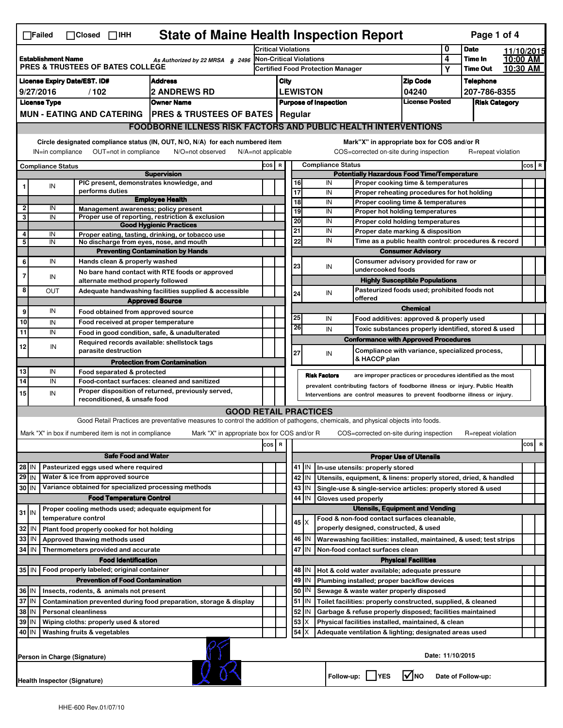☐Failed ☐Closed ☐IHH

# State of Maine Health Inspection Report

| | | | | |
|---|---|---|---|---|
| **Establishment Name** PRES & TRUSTEES OF BATES COLLEGE | As Authorized by 22 MRSA § 2496 | Critical Violations | 0 | **Date** 11/10/2015 |
| | | Non-Critical Violations | 4 | **Time In** 10:00 AM |
| | | Certified Food Protection Manager | Y | **Time Out** 10:30 AM |

| License Expiry Date/EST. ID# | Address | City | Zip Code | Telephone |
|---|---|---|---|---|
| 9/27/2016 / 102 | 2 ANDREWS RD | LEWISTON | 04240 | 207-786-8355 |
| **License Type** | **Owner Name** | **Purpose of Inspection** | **License Posted** | **Risk Category** |
| MUN - EATING AND CATERING | PRES & TRUSTEES OF BATES | Regular | | |

## FOODBORNE ILLNESS RISK FACTORS AND PUBLIC HEALTH INTERVENTIONS

Circle designated compliance status (IN, OUT, N/O, N/A) for each numbered item — IN=in compliance, OUT=not in compliance, N/O=not observed, N/A=not applicable

Mark "X" in appropriate box for COS and/or R — COS=corrected on-site during inspection, R=repeat violation

| # | Compliance Status | Item | COS | R |
|---|---|---|---|---|
| | | **Supervision** | | |
| 1 | IN | PIC present, demonstrates knowledge, and performs duties | | |
| | | **Employee Health** | | |
| 2 | IN | Management awareness; policy present | | |
| 3 | IN | Proper use of reporting, restriction & exclusion | | |
| | | **Good Hygienic Practices** | | |
| 4 | IN | Proper eating, tasting, drinking, or tobacco use | | |
| 5 | IN | No discharge from eyes, nose, and mouth | | |
| | | **Preventing Contamination by Hands** | | |
| 6 | IN | Hands clean & properly washed | | |
| 7 | IN | No bare hand contact with RTE foods or approved alternate method properly followed | | |
| 8 | OUT | Adequate handwashing facilities supplied & accessible | | |
| | | **Approved Source** | | |
| 9 | IN | Food obtained from approved source | | |
| 10 | IN | Food received at proper temperature | | |
| 11 | IN | Food in good condition, safe, & unadulterated | | |
| 12 | IN | Required records available: shellstock tags parasite destruction | | |
| | | **Protection from Contamination** | | |
| 13 | IN | Food separated & protected | | |
| 14 | IN | Food-contact surfaces: cleaned and sanitized | | |
| 15 | IN | Proper disposition of returned, previously served, reconditioned, & unsafe food | | |
| | | **Potentially Hazardous Food Time/Temperature** | | |
| 16 | IN | Proper cooking time & temperatures | | |
| 17 | IN | Proper reheating procedures for hot holding | | |
| 18 | IN | Proper cooling time & temperatures | | |
| 19 | IN | Proper hot holding temperatures | | |
| 20 | IN | Proper cold holding temperatures | | |
| 21 | IN | Proper date marking & disposition | | |
| 22 | IN | Time as a public health control: procedures & record | | |
| | | **Consumer Advisory** | | |
| 23 | IN | Consumer advisory provided for raw or undercooked foods | | |
| | | **Highly Susceptible Populations** | | |
| 24 | IN | Pasteurized foods used; prohibited foods not offered | | |
| | | **Chemical** | | |
| 25 | IN | Food additives: approved & properly used | | |
| 26 | IN | Toxic substances properly identified, stored & used | | |
| | | **Conformance with Approved Procedures** | | |
| 27 | IN | Compliance with variance, specialized process, & HACCP plan | | |

**Risk Factors** are improper practices or procedures identified as the most prevalent contributing factors of foodborne illness or injury. Public Health Interventions are control measures to prevent foodborne illness or injury.

## GOOD RETAIL PRACTICES

Good Retail Practices are preventative measures to control the addition of pathogens, chemicals, and physical objects into foods.

Mark "X" in box if numbered item is not in compliance — Mark "X" in appropriate box for COS and/or R — COS=corrected on-site during inspection, R=repeat violation

| # | Status | Item | COS | R |
|---|---|---|---|---|
| | | **Safe Food and Water** | | |
| 28 | IN | Pasteurized eggs used where required | | |
| 29 | IN | Water & ice from approved source | | |
| 30 | IN | Variance obtained for specialized processing methods | | |
| | | **Food Temperature Control** | | |
| 31 | IN | Proper cooling methods used; adequate equipment for temperature control | | |
| 32 | IN | Plant food properly cooked for hot holding | | |
| 33 | IN | Approved thawing methods used | | |
| 34 | IN | Thermometers provided and accurate | | |
| | | **Food Identification** | | |
| 35 | IN | Food properly labeled; original container | | |
| | | **Prevention of Food Contamination** | | |
| 36 | IN | Insects, rodents, & animals not present | | |
| 37 | IN | Contamination prevented during food preparation, storage & display | | |
| 38 | IN | Personal cleanliness | | |
| 39 | IN | Wiping cloths: properly used & stored | | |
| 40 | IN | Washing fruits & vegetables | | |
| | | **Proper Use of Utensils** | | |
| 41 | IN | In-use utensils: properly stored | | |
| 42 | IN | Utensils, equipment, & linens: properly stored, dried, & handled | | |
| 43 | IN | Single-use & single-service articles: properly stored & used | | |
| 44 | IN | Gloves used properly | | |
| | | **Utensils, Equipment and Vending** | | |
| 45 | X | Food & non-food contact surfaces cleanable, properly designed, constructed, & used | | |
| 46 | IN | Warewashing facilities: installed, maintained, & used; test strips | | |
| 47 | IN | Non-food contact surfaces clean | | |
| | | **Physical Facilities** | | |
| 48 | IN | Hot & cold water available; adequate pressure | | |
| 49 | IN | Plumbing installed; proper backflow devices | | |
| 50 | IN | Sewage & waste water properly disposed | | |
| 51 | IN | Toilet facilities: properly constructed, supplied, & cleaned | | |
| 52 | IN | Garbage & refuse properly disposed; facilities maintained | | |
| 53 | X | Physical facilities installed, maintained, & clean | | |
| 54 | X | Adequate ventilation & lighting; designated areas used | | |

Person in Charge (Signature) — Date: 11/10/2015

Health Inspector (Signature)

Follow-up: ☐ YES ☑ NO — Date of Follow-up:

HHE-600 Rev.01/07/10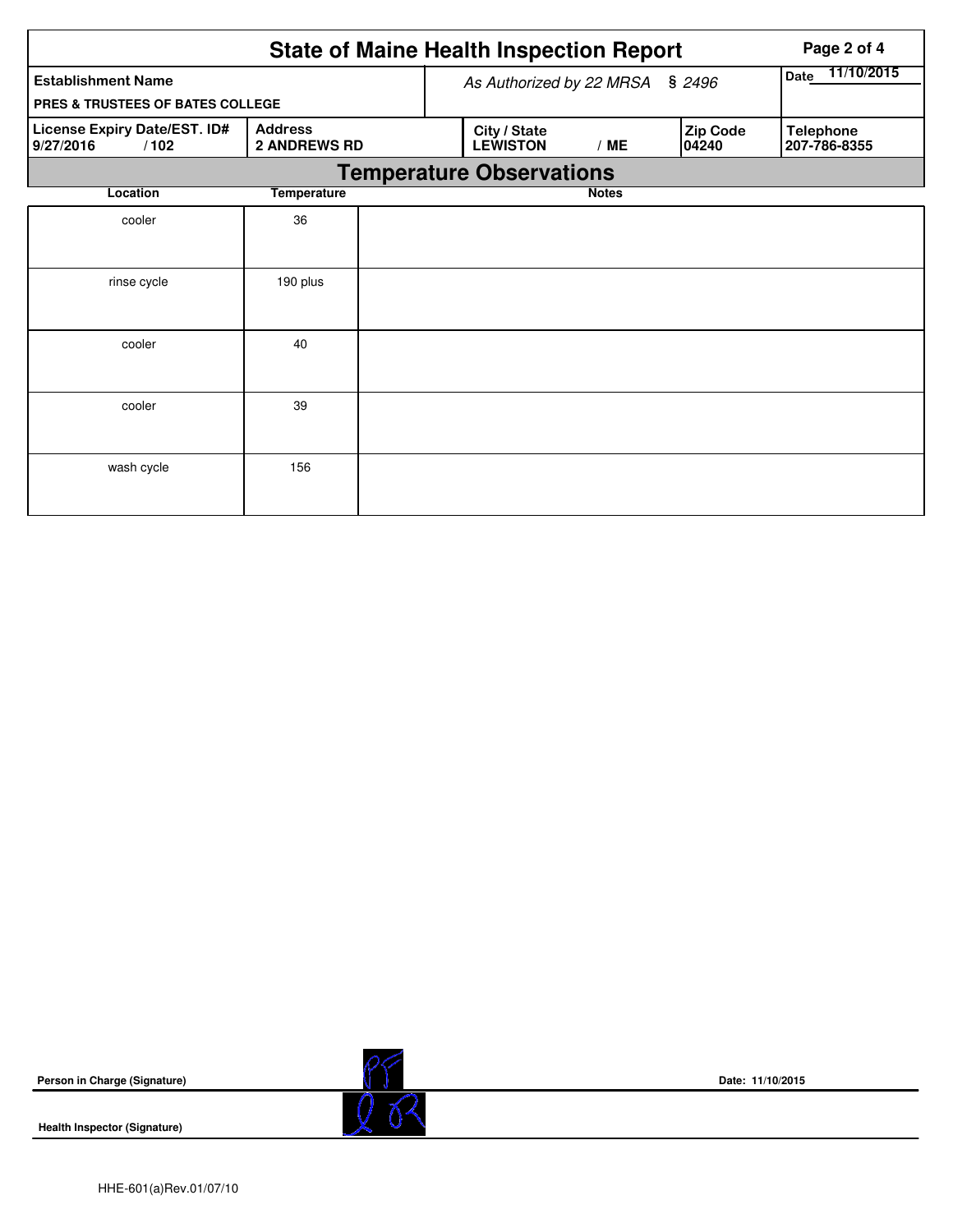# State of Maine Health Inspection Report

| Establishment Name | As Authorized by 22 MRSA § 2496 | | | Date 11/10/2015 |
|---|---|---|---|---|
| PRES & TRUSTEES OF BATES COLLEGE | | | | |

| License Expiry Date/EST. ID# | Address | City / State | Zip Code | Telephone |
|---|---|---|---|---|
| 9/27/2016 / 102 | 2 ANDREWS RD | LEWISTON / ME | 04240 | 207-786-8355 |

## Temperature Observations

| Location | Temperature | Notes |
|---|---|---|
| cooler | 36 | |
| rinse cycle | 190 plus | |
| cooler | 40 | |
| cooler | 39 | |
| wash cycle | 156 | |

**Person in Charge (Signature)**

**Date: 11/10/2015**

**Health Inspector (Signature)**

HHE-601(a)Rev.01/07/10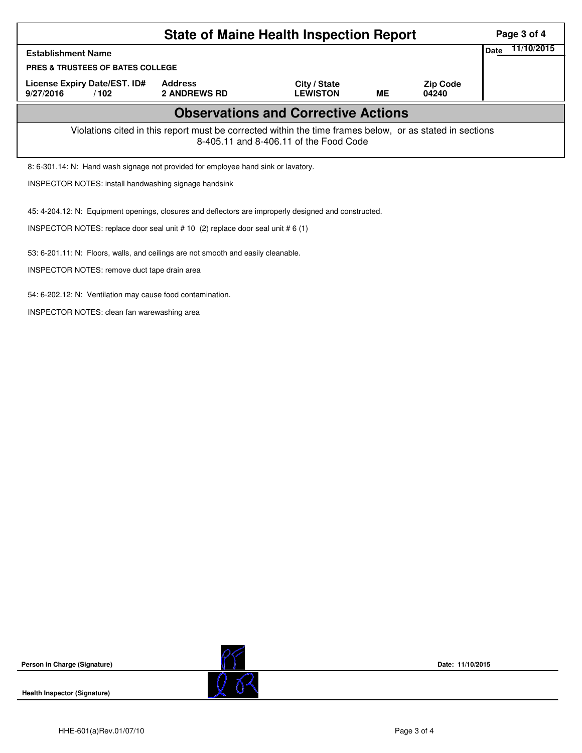# State of Maine Health Inspection Report

| Establishment Name | | | | | Date 11/10/2015 |
|---|---|---|---|---|---|
| PRES & TRUSTEES OF BATES COLLEGE | | | | | |
| License Expiry Date/EST. ID# | Address | City / State | | Zip Code | |
| 9/27/2016 / 102 | 2 ANDREWS RD | LEWISTON | ME | 04240 | |

## Observations and Corrective Actions

Violations cited in this report must be corrected within the time frames below, or as stated in sections 8-405.11 and 8-406.11 of the Food Code

8: 6-301.14: N: Hand wash signage not provided for employee hand sink or lavatory.

INSPECTOR NOTES: install handwashing signage handsink

45: 4-204.12: N: Equipment openings, closures and deflectors are improperly designed and constructed.

INSPECTOR NOTES: replace door seal unit # 10 (2) replace door seal unit # 6 (1)

53: 6-201.11: N: Floors, walls, and ceilings are not smooth and easily cleanable.

INSPECTOR NOTES: remove duct tape drain area

54: 6-202.12: N: Ventilation may cause food contamination.

INSPECTOR NOTES: clean fan warewashing area

Person in Charge (Signature) Date: 11/10/2015

Health Inspector (Signature)

HHE-601(a)Rev.01/07/10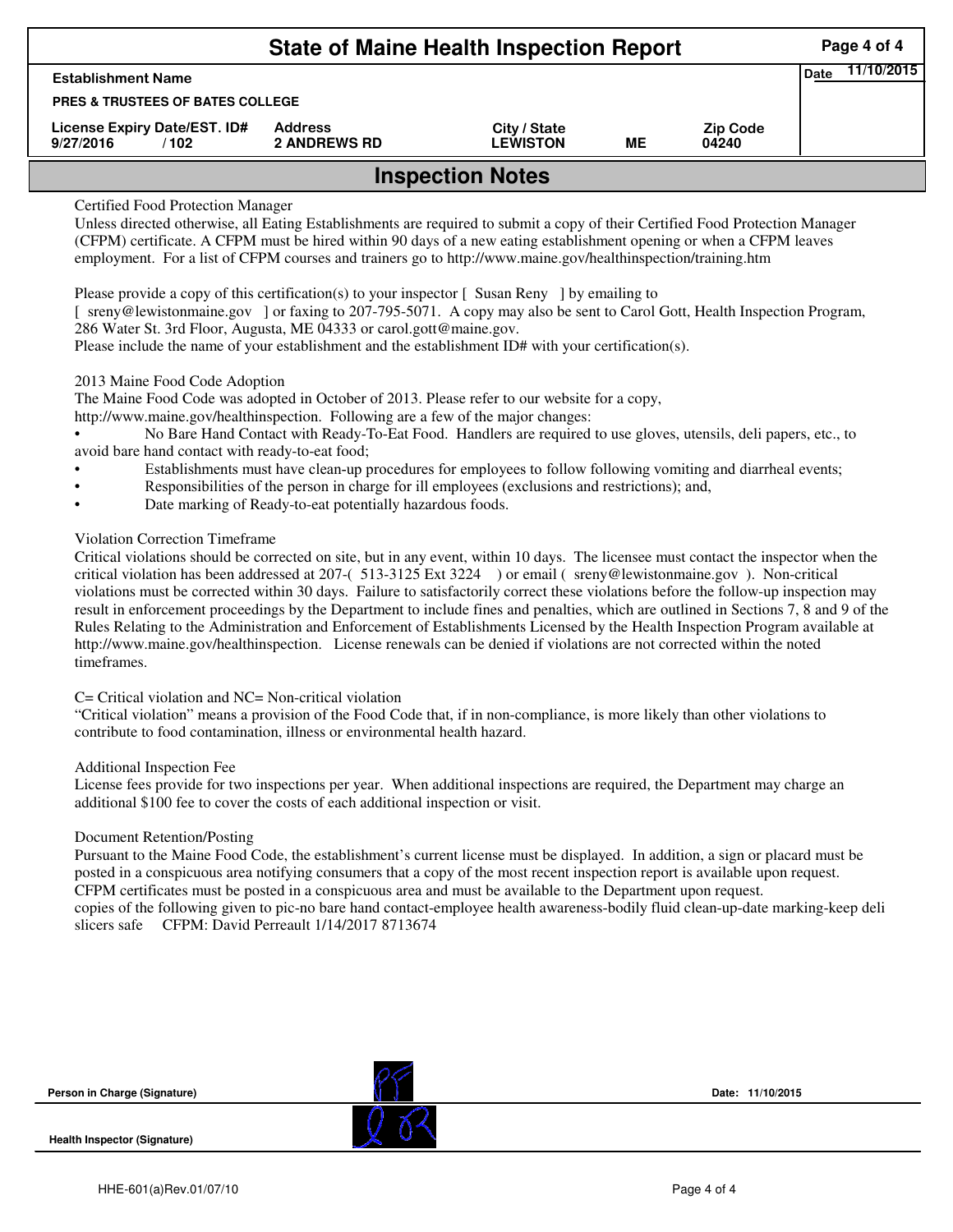# State of Maine Health Inspection Report

| Establishment Name | | | | | Date 11/10/2015 |
|---|---|---|---|---|---|
| PRES & TRUSTEES OF BATES COLLEGE | | | | | |
| License Expiry Date/EST. ID# | Address | City / State | | Zip Code | |
| 9/27/2016 / 102 | 2 ANDREWS RD | LEWISTON | ME | 04240 | |

## Inspection Notes

Certified Food Protection Manager

Unless directed otherwise, all Eating Establishments are required to submit a copy of their Certified Food Protection Manager (CFPM) certificate. A CFPM must be hired within 90 days of a new eating establishment opening or when a CFPM leaves employment. For a list of CFPM courses and trainers go to http://www.maine.gov/healthinspection/training.htm

Please provide a copy of this certification(s) to your inspector [ Susan Reny ] by emailing to [ sreny@lewistonmaine.gov ] or faxing to 207-795-5071. A copy may also be sent to Carol Gott, Health Inspection Program, 286 Water St. 3rd Floor, Augusta, ME 04333 or carol.gott@maine.gov.
Please include the name of your establishment and the establishment ID# with your certification(s).

2013 Maine Food Code Adoption

The Maine Food Code was adopted in October of 2013. Please refer to our website for a copy, http://www.maine.gov/healthinspection. Following are a few of the major changes:

- No Bare Hand Contact with Ready-To-Eat Food. Handlers are required to use gloves, utensils, deli papers, etc., to avoid bare hand contact with ready-to-eat food;
- Establishments must have clean-up procedures for employees to follow following vomiting and diarrheal events;
- Responsibilities of the person in charge for ill employees (exclusions and restrictions); and,
- Date marking of Ready-to-eat potentially hazardous foods.

Violation Correction Timeframe

Critical violations should be corrected on site, but in any event, within 10 days. The licensee must contact the inspector when the critical violation has been addressed at 207-( 513-3125 Ext 3224 ) or email ( sreny@lewistonmaine.gov ). Non-critical violations must be corrected within 30 days. Failure to satisfactorily correct these violations before the follow-up inspection may result in enforcement proceedings by the Department to include fines and penalties, which are outlined in Sections 7, 8 and 9 of the Rules Relating to the Administration and Enforcement of Establishments Licensed by the Health Inspection Program available at http://www.maine.gov/healthinspection. License renewals can be denied if violations are not corrected within the noted timeframes.

C= Critical violation and NC= Non-critical violation

"Critical violation" means a provision of the Food Code that, if in non-compliance, is more likely than other violations to contribute to food contamination, illness or environmental health hazard.

Additional Inspection Fee

License fees provide for two inspections per year. When additional inspections are required, the Department may charge an additional $100 fee to cover the costs of each additional inspection or visit.

Document Retention/Posting

Pursuant to the Maine Food Code, the establishment's current license must be displayed. In addition, a sign or placard must be posted in a conspicuous area notifying consumers that a copy of the most recent inspection report is available upon request. CFPM certificates must be posted in a conspicuous area and must be available to the Department upon request.
copies of the following given to pic-no bare hand contact-employee health awareness-bodily fluid clean-up-date marking-keep deli slicers safe CFPM: David Perreault 1/14/2017 8713674

Person in Charge (Signature) Date: 11/10/2015

Health Inspector (Signature)

HHE-601(a)Rev.01/07/10